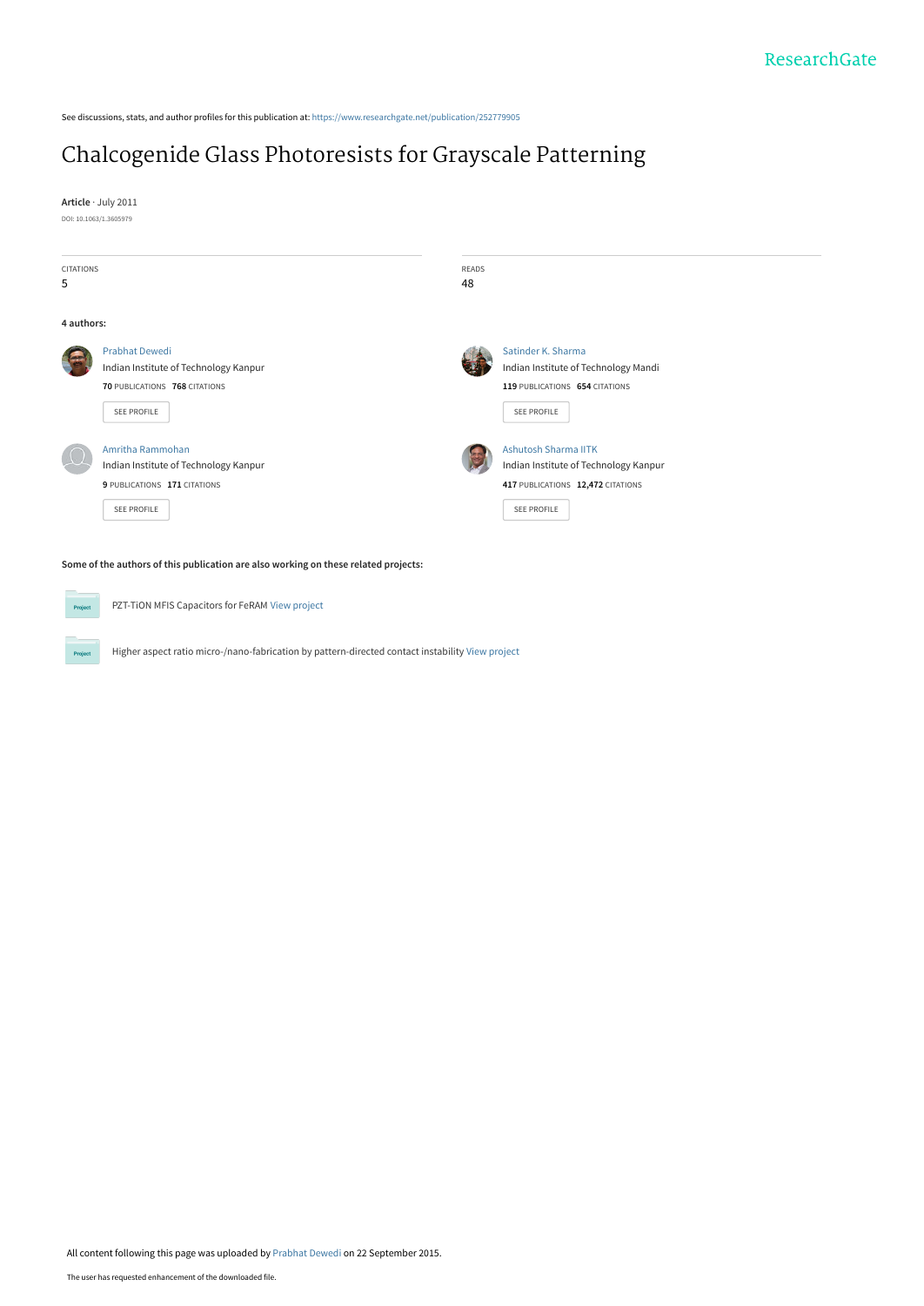See discussions, stats, and author profiles for this publication at: https://www.researchgate.net/publication/252779905

# Chalcogenide Glass Photoresists for Grayscale Patterning

**Article** · July 2011

DOI: 10.1063/1.3605979

CITATIONS
5

READS
48

**4 authors:**

Prabhat Dewedi
Indian Institute of Technology Kanpur
**70** PUBLICATIONS **768** CITATIONS
SEE PROFILE

Satinder K. Sharma
Indian Institute of Technology Mandi
**119** PUBLICATIONS **654** CITATIONS
SEE PROFILE

Amritha Rammohan
Indian Institute of Technology Kanpur
**9** PUBLICATIONS **171** CITATIONS
SEE PROFILE

Ashutosh Sharma IITK
Indian Institute of Technology Kanpur
**417** PUBLICATIONS **12,472** CITATIONS
SEE PROFILE

**Some of the authors of this publication are also working on these related projects:**

PZT-TiON MFIS Capacitors for FeRAM View project

Higher aspect ratio micro-/nano-fabrication by pattern-directed contact instability View project

All content following this page was uploaded by Prabhat Dewedi on 22 September 2015.

The user has requested enhancement of the downloaded file.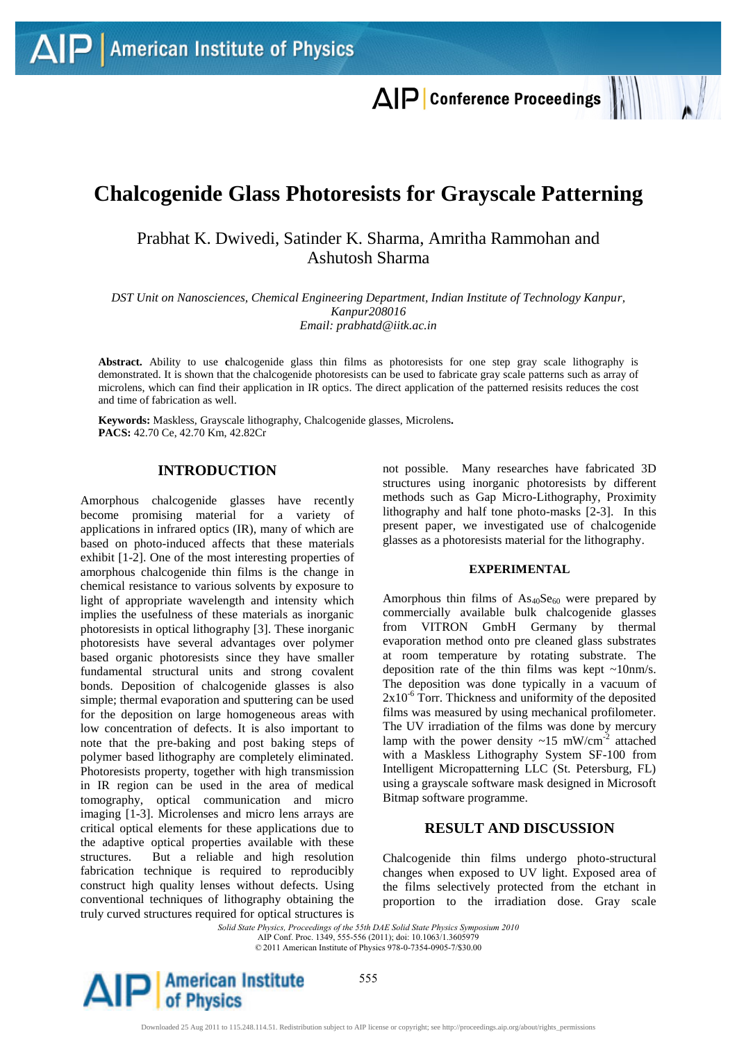# Chalcogenide Glass Photoresists for Grayscale Patterning

Prabhat K. Dwivedi, Satinder K. Sharma, Amritha Rammohan and Ashutosh Sharma

*DST Unit on Nanosciences, Chemical Engineering Department, Indian Institute of Technology Kanpur, Kanpur208016*
*Email: prabhatd@iitk.ac.in*

**Abstract.** Ability to use **c**halcogenide glass thin films as photoresists for one step gray scale lithography is demonstrated. It is shown that the chalcogenide photoresists can be used to fabricate gray scale patterns such as array of microlens, which can find their application in IR optics. The direct application of the patterned resisits reduces the cost and time of fabrication as well.

**Keywords:** Maskless, Grayscale lithography, Chalcogenide glasses, Microlens**.**
**PACS:** 42.70 Ce, 42.70 Km, 42.82Cr

## INTRODUCTION

Amorphous chalcogenide glasses have recently become promising material for a variety of applications in infrared optics (IR), many of which are based on photo-induced affects that these materials exhibit [1-2]. One of the most interesting properties of amorphous chalcogenide thin films is the change in chemical resistance to various solvents by exposure to light of appropriate wavelength and intensity which implies the usefulness of these materials as inorganic photoresists in optical lithography [3]. These inorganic photoresists have several advantages over polymer based organic photoresists since they have smaller fundamental structural units and strong covalent bonds. Deposition of chalcogenide glasses is also simple; thermal evaporation and sputtering can be used for the deposition on large homogeneous areas with low concentration of defects. It is also important to note that the pre-baking and post baking steps of polymer based lithography are completely eliminated. Photoresists property, together with high transmission in IR region can be used in the area of medical tomography, optical communication and micro imaging [1-3]. Microlenses and micro lens arrays are critical optical elements for these applications due to the adaptive optical properties available with these structures. But a reliable and high resolution fabrication technique is required to reproducibly construct high quality lenses without defects. Using conventional techniques of lithography obtaining the truly curved structures required for optical structures is not possible. Many researches have fabricated 3D structures using inorganic photoresists by different methods such as Gap Micro-Lithography, Proximity lithography and half tone photo-masks [2-3]. In this present paper, we investigated use of chalcogenide glasses as a photoresists material for the lithography.

## EXPERIMENTAL

Amorphous thin films of $As_{40}Se_{60}$ were prepared by commercially available bulk chalcogenide glasses from VITRON GmbH Germany by thermal evaporation method onto pre cleaned glass substrates at room temperature by rotating substrate. The deposition rate of the thin films was kept ~10nm/s. The deposition was done typically in a vacuum of $2x10^{-6}$ Torr. Thickness and uniformity of the deposited films was measured by using mechanical profilometer. The UV irradiation of the films was done by mercury lamp with the power density ~15 $mW/cm^{-2}$ attached with a Maskless Lithography System SF-100 from Intelligent Micropatterning LLC (St. Petersburg, FL) using a grayscale software mask designed in Microsoft Bitmap software programme.

## RESULT AND DISCUSSION

Chalcogenide thin films undergo photo-structural changes when exposed to UV light. Exposed area of the films selectively protected from the etchant in proportion to the irradiation dose. Gray scale

*Solid State Physics, Proceedings of the 55th DAE Solid State Physics Symposium 2010*
AIP Conf. Proc. 1349, 555-556 (2011); doi: 10.1063/1.3605979
© 2011 American Institute of Physics 978-0-7354-0905-7/$30.00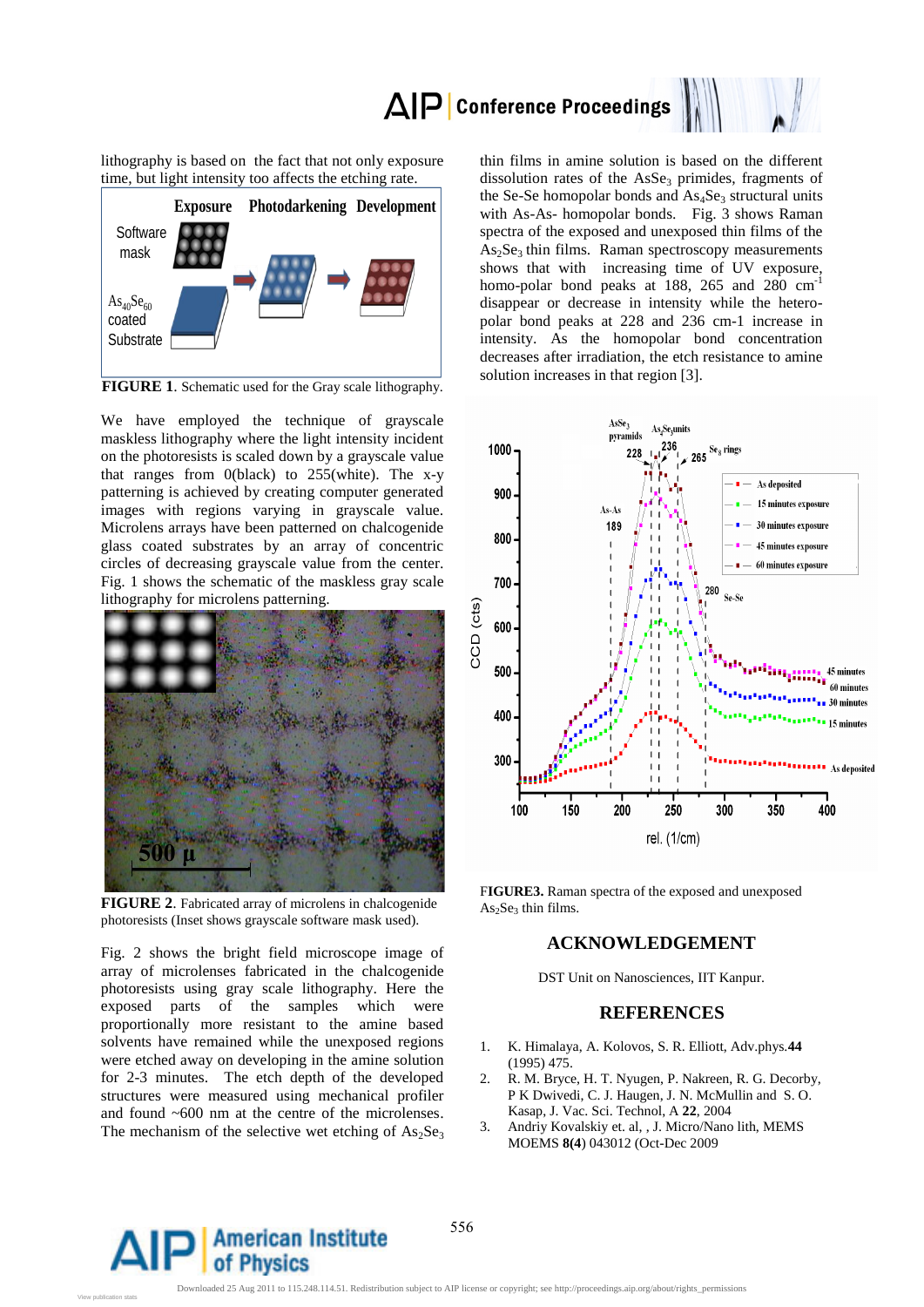lithography is based on the fact that not only exposure time, but light intensity too affects the etching rate.

Exposure
Photodarkening
Development
Software mask
$As_{40}Se_{60}$ coated Substrate

**FIGURE 1**. Schematic used for the Gray scale lithography.

We have employed the technique of grayscale maskless lithography where the light intensity incident on the photoresists is scaled down by a grayscale value that ranges from 0(black) to 255(white). The x-y patterning is achieved by creating computer generated images with regions varying in grayscale value. Microlens arrays have been patterned on chalcogenide glass coated substrates by an array of concentric circles of decreasing grayscale value from the center. Fig. 1 shows the schematic of the maskless gray scale lithography for microlens patterning.

500 µ

**FIGURE 2**. Fabricated array of microlens in chalcogenide photoresists (Inset shows grayscale software mask used).

Fig. 2 shows the bright field microscope image of array of microlenses fabricated in the chalcogenide photoresists using gray scale lithography. Here the exposed parts of the samples which were proportionally more resistant to the amine based solvents have remained while the unexposed regions were etched away on developing in the amine solution for 2-3 minutes. The etch depth of the developed structures were measured using mechanical profiler and found ~600 nm at the centre of the microlenses. The mechanism of the selective wet etching of $As_2Se_3$ thin films in amine solution is based on the different dissolution rates of the $AsSe_3$ primides, fragments of the Se-Se homopolar bonds and $As_4Se_3$ structural units with As-As- homopolar bonds. Fig. 3 shows Raman spectra of the exposed and unexposed thin films of the $As_2Se_3$ thin films. Raman spectroscopy measurements shows that with increasing time of UV exposure, homo-polar bond peaks at 188, 265 and 280 $cm^{-1}$ disappear or decrease in intensity while the hetero-polar bond peaks at 228 and 236 cm-1 increase in intensity. As the homopolar bond concentration decreases after irradiation, the etch resistance to amine solution increases in that region [3].

$AsSe_3$ pyramids
$As_4Se_3$ units
$Se_8$ rings
228
236
265
As-As
189
280
Se-Se
As deposited
15 minutes exposure
30 minutes exposure
45 minutes exposure
60 minutes exposure
45 minutes
60 minutes
30 minutes
15 minutes
As deposited
CCD (cts)
1000
900
800
700
600
500
400
300
100
150
200
250
300
350
400
rel. (1/cm)

**FIGURE3.** Raman spectra of the exposed and unexposed $As_2Se_3$ thin films.

## ACKNOWLEDGEMENT

DST Unit on Nanosciences, IIT Kanpur.

## REFERENCES

1. K. Himalaya, A. Kolovos, S. R. Elliott, Adv.phys.**44** (1995) 475.
2. R. M. Bryce, H. T. Nyugen, P. Nakreen, R. G. Decorby, P K Dwivedi, C. J. Haugen, J. N. McMullin and S. O. Kasap, J. Vac. Sci. Technol, A **22**, 2004
3. Andriy Kovalskiy et. al, , J. Micro/Nano lith, MEMS MOEMS **8(4)** 043012 (Oct-Dec 2009